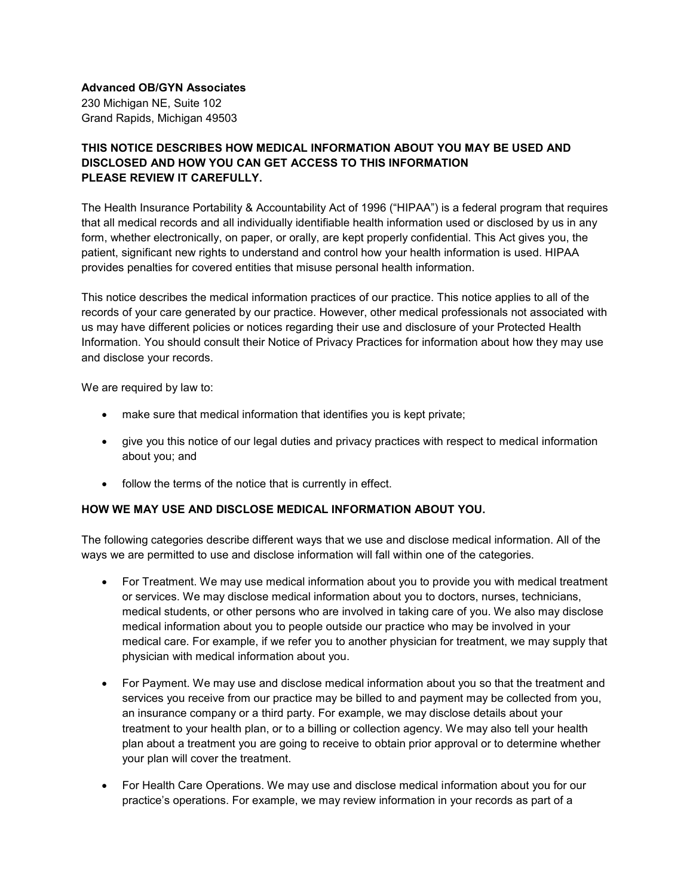**Advanced OB/GYN Associates**
230 Michigan NE, Suite 102
Grand Rapids, Michigan 49503

**THIS NOTICE DESCRIBES HOW MEDICAL INFORMATION ABOUT YOU MAY BE USED AND DISCLOSED AND HOW YOU CAN GET ACCESS TO THIS INFORMATION PLEASE REVIEW IT CAREFULLY.**

The Health Insurance Portability & Accountability Act of 1996 ("HIPAA") is a federal program that requires that all medical records and all individually identifiable health information used or disclosed by us in any form, whether electronically, on paper, or orally, are kept properly confidential. This Act gives you, the patient, significant new rights to understand and control how your health information is used. HIPAA provides penalties for covered entities that misuse personal health information.

This notice describes the medical information practices of our practice. This notice applies to all of the records of your care generated by our practice. However, other medical professionals not associated with us may have different policies or notices regarding their use and disclosure of your Protected Health Information. You should consult their Notice of Privacy Practices for information about how they may use and disclose your records.

We are required by law to:

- make sure that medical information that identifies you is kept private;
- give you this notice of our legal duties and privacy practices with respect to medical information about you; and
- follow the terms of the notice that is currently in effect.

**HOW WE MAY USE AND DISCLOSE MEDICAL INFORMATION ABOUT YOU.**

The following categories describe different ways that we use and disclose medical information. All of the ways we are permitted to use and disclose information will fall within one of the categories.

- For Treatment. We may use medical information about you to provide you with medical treatment or services. We may disclose medical information about you to doctors, nurses, technicians, medical students, or other persons who are involved in taking care of you. We also may disclose medical information about you to people outside our practice who may be involved in your medical care. For example, if we refer you to another physician for treatment, we may supply that physician with medical information about you.
- For Payment. We may use and disclose medical information about you so that the treatment and services you receive from our practice may be billed to and payment may be collected from you, an insurance company or a third party. For example, we may disclose details about your treatment to your health plan, or to a billing or collection agency. We may also tell your health plan about a treatment you are going to receive to obtain prior approval or to determine whether your plan will cover the treatment.
- For Health Care Operations. We may use and disclose medical information about you for our practice's operations. For example, we may review information in your records as part of a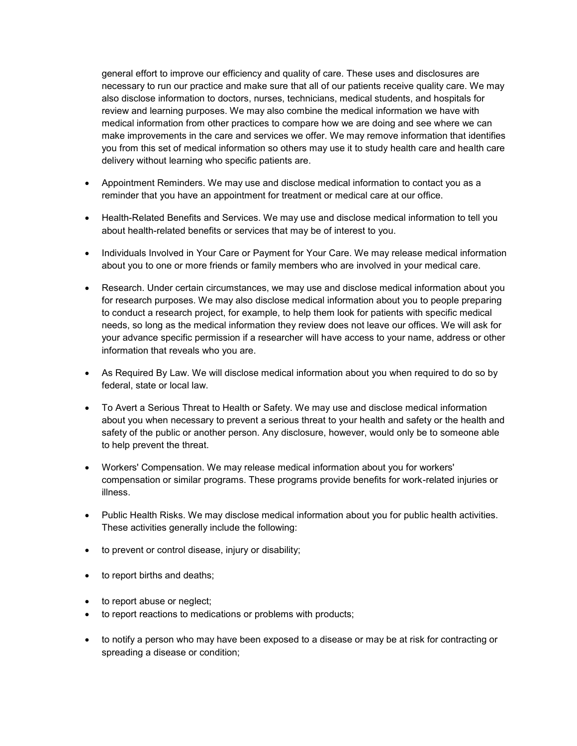general effort to improve our efficiency and quality of care. These uses and disclosures are necessary to run our practice and make sure that all of our patients receive quality care. We may also disclose information to doctors, nurses, technicians, medical students, and hospitals for review and learning purposes. We may also combine the medical information we have with medical information from other practices to compare how we are doing and see where we can make improvements in the care and services we offer. We may remove information that identifies you from this set of medical information so others may use it to study health care and health care delivery without learning who specific patients are.

- Appointment Reminders. We may use and disclose medical information to contact you as a reminder that you have an appointment for treatment or medical care at our office.
- Health-Related Benefits and Services. We may use and disclose medical information to tell you about health-related benefits or services that may be of interest to you.
- Individuals Involved in Your Care or Payment for Your Care. We may release medical information about you to one or more friends or family members who are involved in your medical care.
- Research. Under certain circumstances, we may use and disclose medical information about you for research purposes. We may also disclose medical information about you to people preparing to conduct a research project, for example, to help them look for patients with specific medical needs, so long as the medical information they review does not leave our offices. We will ask for your advance specific permission if a researcher will have access to your name, address or other information that reveals who you are.
- As Required By Law. We will disclose medical information about you when required to do so by federal, state or local law.
- To Avert a Serious Threat to Health or Safety. We may use and disclose medical information about you when necessary to prevent a serious threat to your health and safety or the health and safety of the public or another person. Any disclosure, however, would only be to someone able to help prevent the threat.
- Workers' Compensation. We may release medical information about you for workers' compensation or similar programs. These programs provide benefits for work-related injuries or illness.
- Public Health Risks. We may disclose medical information about you for public health activities. These activities generally include the following:
- to prevent or control disease, injury or disability;
- to report births and deaths;
- to report abuse or neglect;
- to report reactions to medications or problems with products;
- to notify a person who may have been exposed to a disease or may be at risk for contracting or spreading a disease or condition;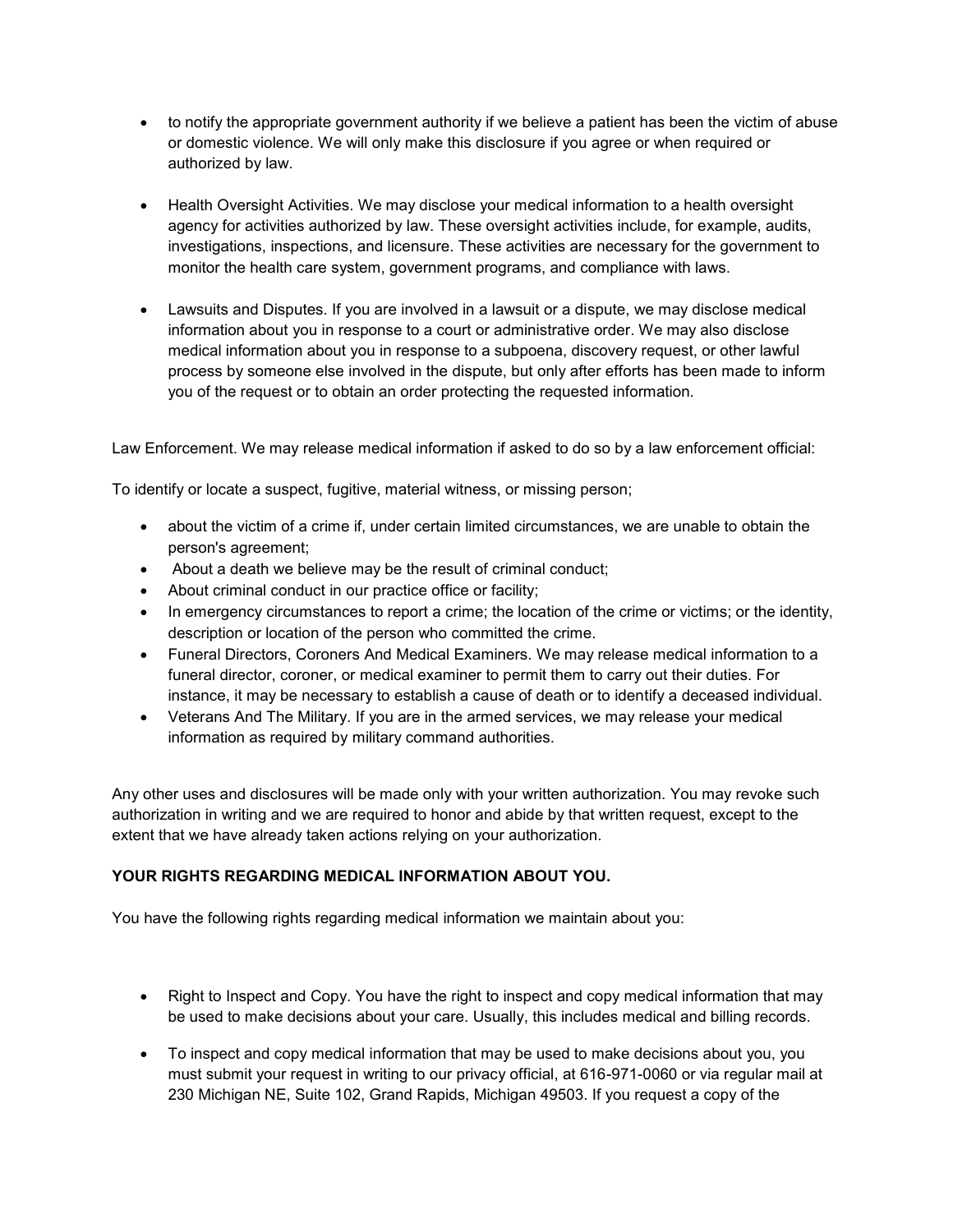- to notify the appropriate government authority if we believe a patient has been the victim of abuse or domestic violence. We will only make this disclosure if you agree or when required or authorized by law.

- Health Oversight Activities. We may disclose your medical information to a health oversight agency for activities authorized by law. These oversight activities include, for example, audits, investigations, inspections, and licensure. These activities are necessary for the government to monitor the health care system, government programs, and compliance with laws.

- Lawsuits and Disputes. If you are involved in a lawsuit or a dispute, we may disclose medical information about you in response to a court or administrative order. We may also disclose medical information about you in response to a subpoena, discovery request, or other lawful process by someone else involved in the dispute, but only after efforts has been made to inform you of the request or to obtain an order protecting the requested information.

Law Enforcement. We may release medical information if asked to do so by a law enforcement official:

To identify or locate a suspect, fugitive, material witness, or missing person;

- about the victim of a crime if, under certain limited circumstances, we are unable to obtain the person's agreement;
- About a death we believe may be the result of criminal conduct;
- About criminal conduct in our practice office or facility;
- In emergency circumstances to report a crime; the location of the crime or victims; or the identity, description or location of the person who committed the crime.
- Funeral Directors, Coroners And Medical Examiners. We may release medical information to a funeral director, coroner, or medical examiner to permit them to carry out their duties. For instance, it may be necessary to establish a cause of death or to identify a deceased individual.
- Veterans And The Military. If you are in the armed services, we may release your medical information as required by military command authorities.

Any other uses and disclosures will be made only with your written authorization. You may revoke such authorization in writing and we are required to honor and abide by that written request, except to the extent that we have already taken actions relying on your authorization.

**YOUR RIGHTS REGARDING MEDICAL INFORMATION ABOUT YOU.**

You have the following rights regarding medical information we maintain about you:

- Right to Inspect and Copy. You have the right to inspect and copy medical information that may be used to make decisions about your care. Usually, this includes medical and billing records.

- To inspect and copy medical information that may be used to make decisions about you, you must submit your request in writing to our privacy official, at 616-971-0060 or via regular mail at 230 Michigan NE, Suite 102, Grand Rapids, Michigan 49503. If you request a copy of the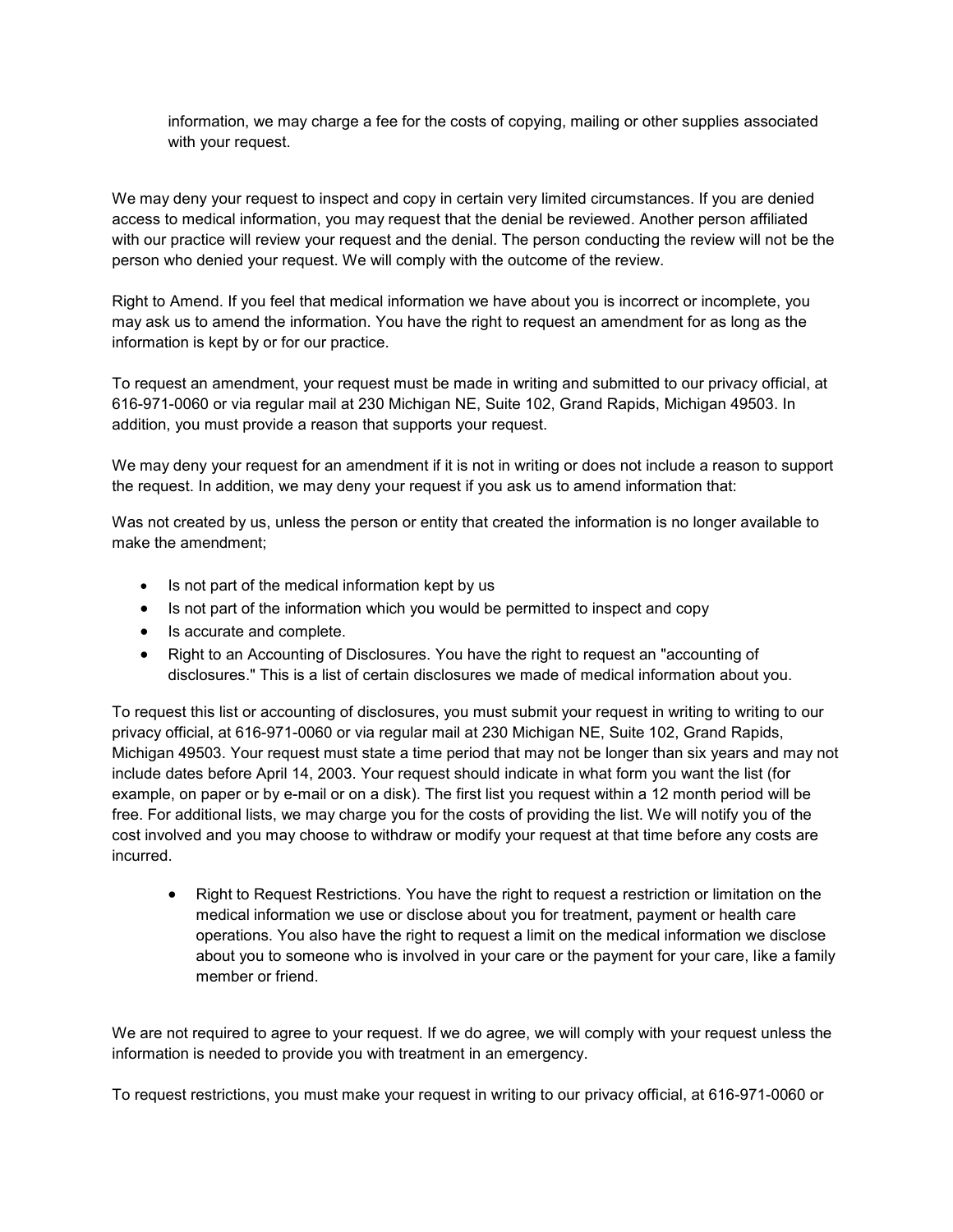information, we may charge a fee for the costs of copying, mailing or other supplies associated with your request.

We may deny your request to inspect and copy in certain very limited circumstances. If you are denied access to medical information, you may request that the denial be reviewed. Another person affiliated with our practice will review your request and the denial. The person conducting the review will not be the person who denied your request. We will comply with the outcome of the review.

Right to Amend. If you feel that medical information we have about you is incorrect or incomplete, you may ask us to amend the information. You have the right to request an amendment for as long as the information is kept by or for our practice.

To request an amendment, your request must be made in writing and submitted to our privacy official, at 616-971-0060 or via regular mail at 230 Michigan NE, Suite 102, Grand Rapids, Michigan 49503. In addition, you must provide a reason that supports your request.

We may deny your request for an amendment if it is not in writing or does not include a reason to support the request. In addition, we may deny your request if you ask us to amend information that:

Was not created by us, unless the person or entity that created the information is no longer available to make the amendment;

- Is not part of the medical information kept by us
- Is not part of the information which you would be permitted to inspect and copy
- Is accurate and complete.
- Right to an Accounting of Disclosures. You have the right to request an "accounting of disclosures." This is a list of certain disclosures we made of medical information about you.

To request this list or accounting of disclosures, you must submit your request in writing to writing to our privacy official, at 616-971-0060 or via regular mail at 230 Michigan NE, Suite 102, Grand Rapids, Michigan 49503. Your request must state a time period that may not be longer than six years and may not include dates before April 14, 2003. Your request should indicate in what form you want the list (for example, on paper or by e-mail or on a disk). The first list you request within a 12 month period will be free. For additional lists, we may charge you for the costs of providing the list. We will notify you of the cost involved and you may choose to withdraw or modify your request at that time before any costs are incurred.

- Right to Request Restrictions. You have the right to request a restriction or limitation on the medical information we use or disclose about you for treatment, payment or health care operations. You also have the right to request a limit on the medical information we disclose about you to someone who is involved in your care or the payment for your care, like a family member or friend.

We are not required to agree to your request. If we do agree, we will comply with your request unless the information is needed to provide you with treatment in an emergency.

To request restrictions, you must make your request in writing to our privacy official, at 616-971-0060 or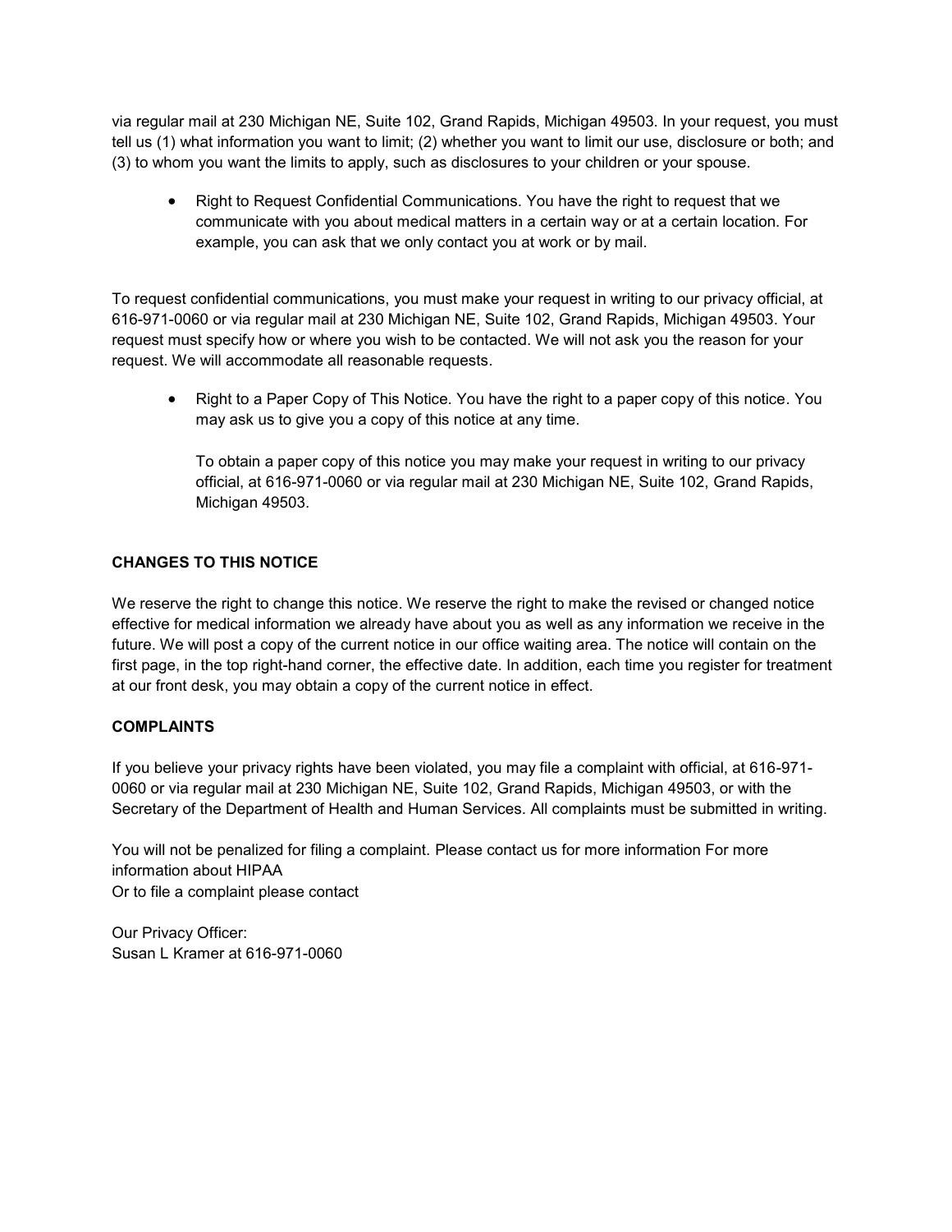via regular mail at 230 Michigan NE, Suite 102, Grand Rapids, Michigan 49503. In your request, you must tell us (1) what information you want to limit; (2) whether you want to limit our use, disclosure or both; and (3) to whom you want the limits to apply, such as disclosures to your children or your spouse.

- Right to Request Confidential Communications. You have the right to request that we communicate with you about medical matters in a certain way or at a certain location. For example, you can ask that we only contact you at work or by mail.

To request confidential communications, you must make your request in writing to our privacy official, at 616-971-0060 or via regular mail at 230 Michigan NE, Suite 102, Grand Rapids, Michigan 49503. Your request must specify how or where you wish to be contacted. We will not ask you the reason for your request. We will accommodate all reasonable requests.

- Right to a Paper Copy of This Notice. You have the right to a paper copy of this notice. You may ask us to give you a copy of this notice at any time.

  To obtain a paper copy of this notice you may make your request in writing to our privacy official, at 616-971-0060 or via regular mail at 230 Michigan NE, Suite 102, Grand Rapids, Michigan 49503.

**CHANGES TO THIS NOTICE**

We reserve the right to change this notice. We reserve the right to make the revised or changed notice effective for medical information we already have about you as well as any information we receive in the future. We will post a copy of the current notice in our office waiting area. The notice will contain on the first page, in the top right-hand corner, the effective date. In addition, each time you register for treatment at our front desk, you may obtain a copy of the current notice in effect.

**COMPLAINTS**

If you believe your privacy rights have been violated, you may file a complaint with official, at 616-971-0060 or via regular mail at 230 Michigan NE, Suite 102, Grand Rapids, Michigan 49503, or with the Secretary of the Department of Health and Human Services. All complaints must be submitted in writing.

You will not be penalized for filing a complaint. Please contact us for more information For more information about HIPAA
Or to file a complaint please contact

Our Privacy Officer:
Susan L Kramer at 616-971-0060